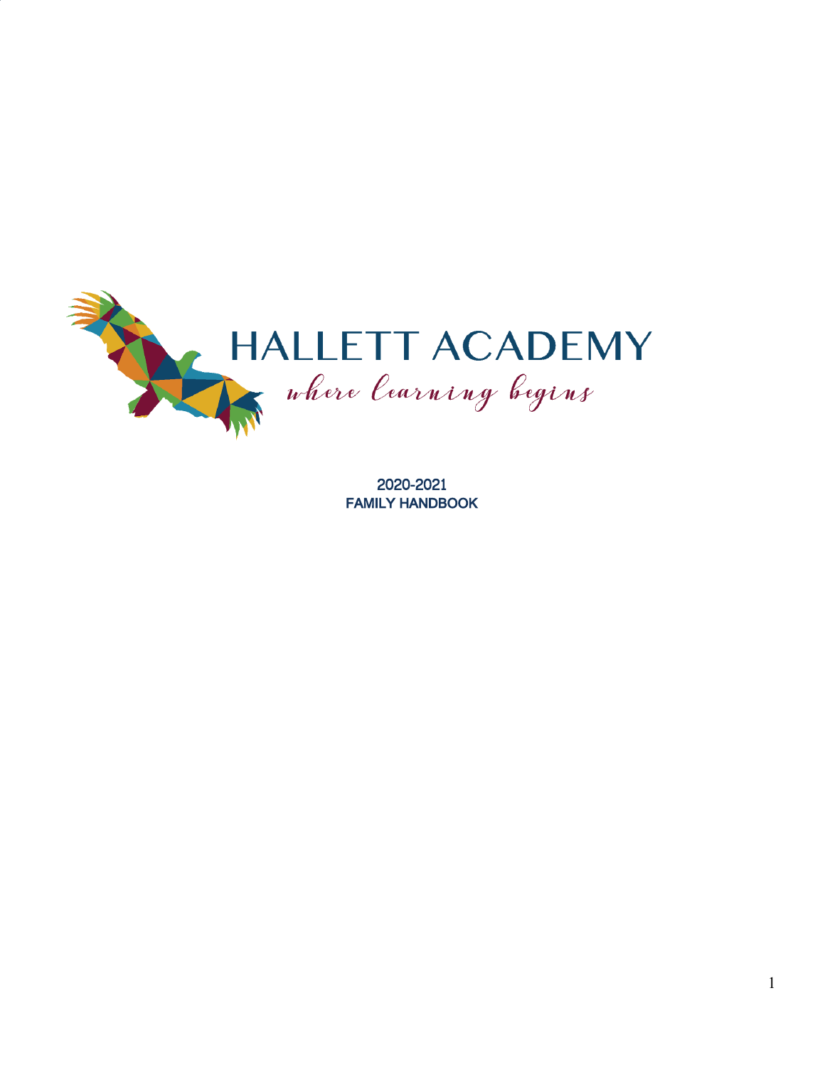# HALLETT ACADEMY

*where learning begins*

2020-2021
FAMILY HANDBOOK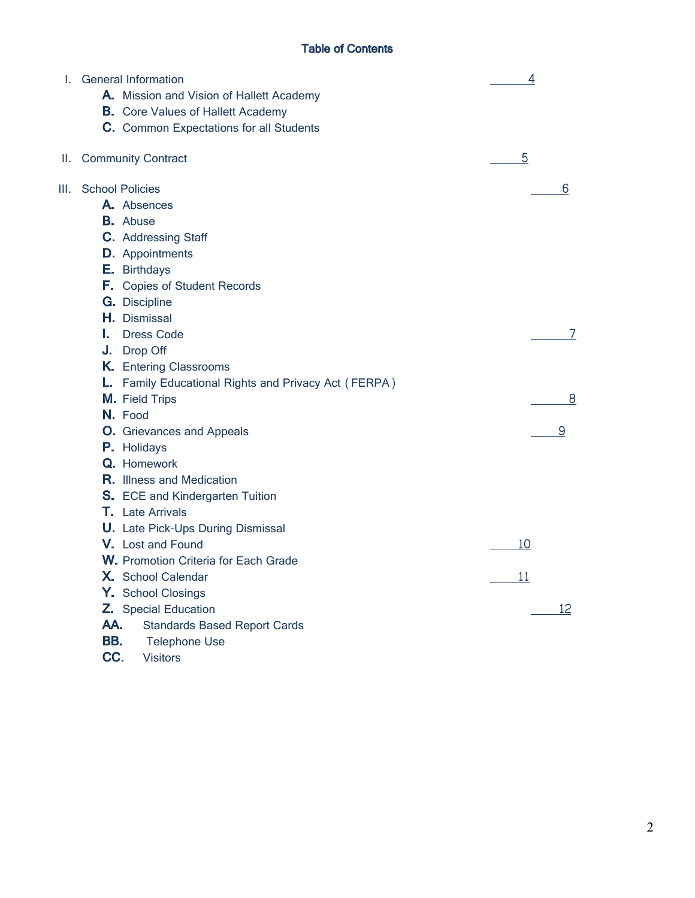# Table of Contents

I. General Information ........ 4
- A. Mission and Vision of Hallett Academy
- B. Core Values of Hallett Academy
- C. Common Expectations for all Students

II. Community Contract ........ 5

III. School Policies ........ 6
- A. Absences
- B. Abuse
- C. Addressing Staff
- D. Appointments
- E. Birthdays
- F. Copies of Student Records
- G. Discipline
- H. Dismissal
- I. Dress Code ........ 7
- J. Drop Off
- K. Entering Classrooms
- L. Family Educational Rights and Privacy Act ( FERPA )
- M. Field Trips ........ 8
- N. Food
- O. Grievances and Appeals ........ 9
- P. Holidays
- Q. Homework
- R. Illness and Medication
- S. ECE and Kindergarten Tuition
- T. Late Arrivals
- U. Late Pick-Ups During Dismissal
- V. Lost and Found ........ 10
- W. Promotion Criteria for Each Grade
- X. School Calendar ........ 11
- Y. School Closings
- Z. Special Education ........ 12
- AA. Standards Based Report Cards
- BB. Telephone Use
- CC. Visitors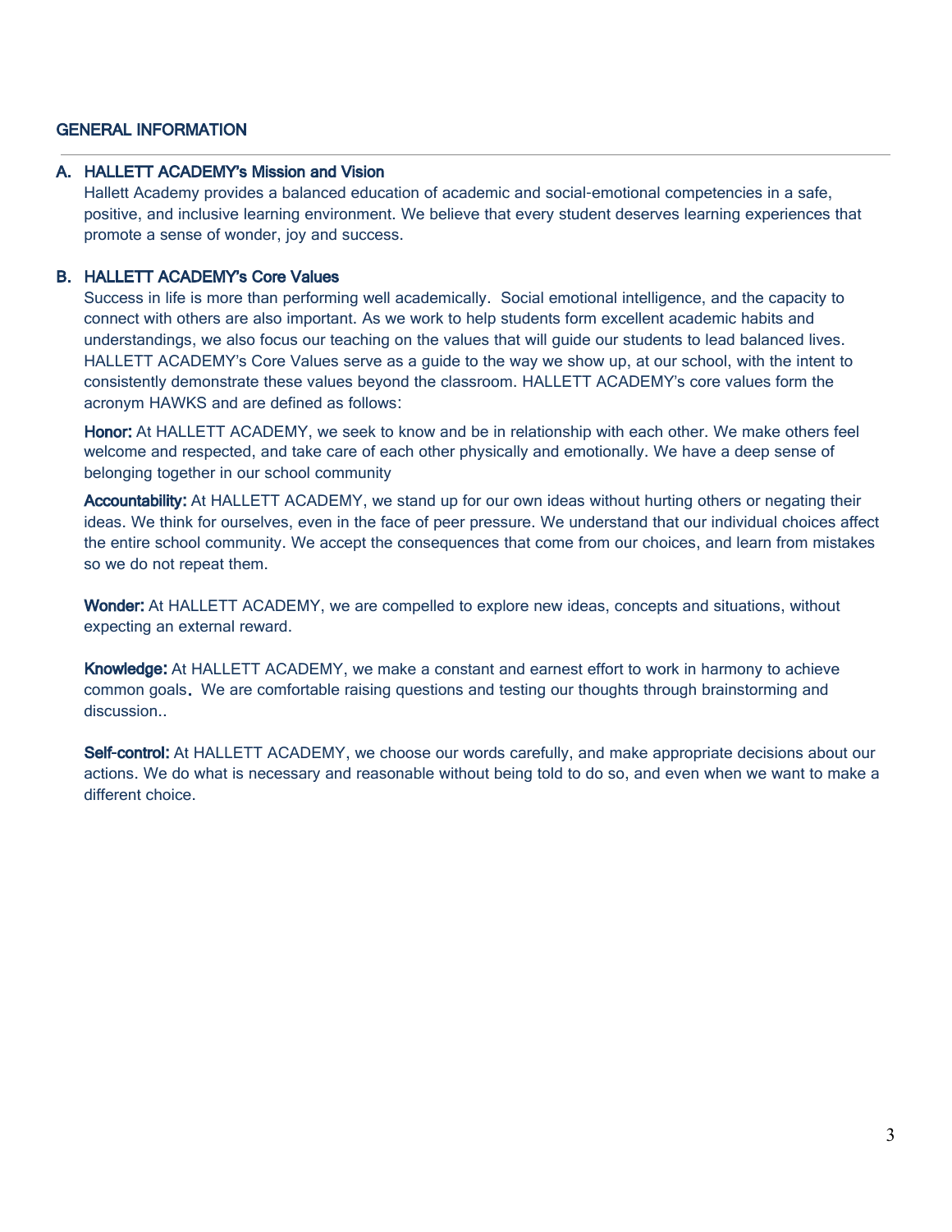## GENERAL INFORMATION

---

### A. HALLETT ACADEMY's Mission and Vision

Hallett Academy provides a balanced education of academic and social-emotional competencies in a safe, positive, and inclusive learning environment. We believe that every student deserves learning experiences that promote a sense of wonder, joy and success.

### B. HALLETT ACADEMY's Core Values

Success in life is more than performing well academically. Social emotional intelligence, and the capacity to connect with others are also important. As we work to help students form excellent academic habits and understandings, we also focus our teaching on the values that will guide our students to lead balanced lives. HALLETT ACADEMY's Core Values serve as a guide to the way we show up, at our school, with the intent to consistently demonstrate these values beyond the classroom. HALLETT ACADEMY's core values form the acronym HAWKS and are defined as follows:

**Honor:** At HALLETT ACADEMY, we seek to know and be in relationship with each other. We make others feel welcome and respected, and take care of each other physically and emotionally. We have a deep sense of belonging together in our school community

**Accountability:** At HALLETT ACADEMY, we stand up for our own ideas without hurting others or negating their ideas. We think for ourselves, even in the face of peer pressure. We understand that our individual choices affect the entire school community. We accept the consequences that come from our choices, and learn from mistakes so we do not repeat them.

**Wonder:** At HALLETT ACADEMY, we are compelled to explore new ideas, concepts and situations, without expecting an external reward.

**Knowledge:** At HALLETT ACADEMY, we make a constant and earnest effort to work in harmony to achieve common goals. We are comfortable raising questions and testing our thoughts through brainstorming and discussion..

**Self-control:** At HALLETT ACADEMY, we choose our words carefully, and make appropriate decisions about our actions. We do what is necessary and reasonable without being told to do so, and even when we want to make a different choice.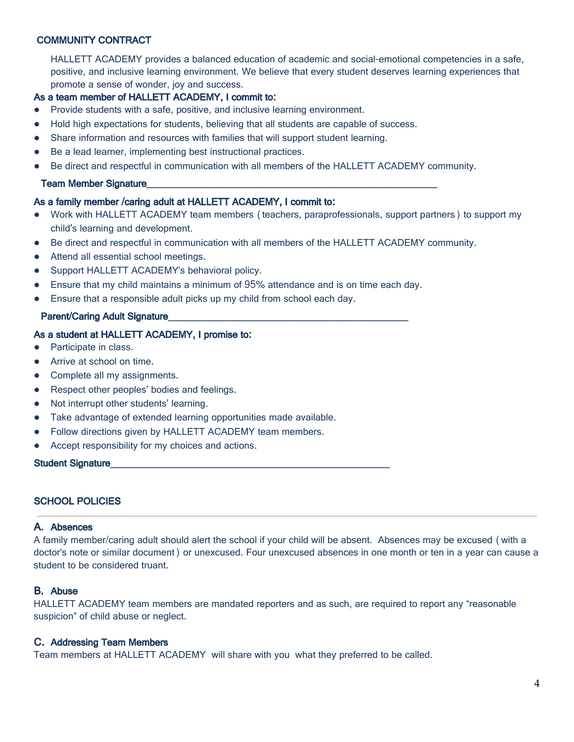## COMMUNITY CONTRACT

HALLETT ACADEMY provides a balanced education of academic and social-emotional competencies in a safe, positive, and inclusive learning environment. We believe that every student deserves learning experiences that promote a sense of wonder, joy and success.

**As a team member of HALLETT ACADEMY, I commit to:**

- Provide students with a safe, positive, and inclusive learning environment.
- Hold high expectations for students, believing that all students are capable of success.
- Share information and resources with families that will support student learning.
- Be a lead learner, implementing best instructional practices.
- Be direct and respectful in communication with all members of the HALLETT ACADEMY community.

**Team Member Signature**______________________________________________________________

**As a family member /caring adult at HALLETT ACADEMY, I commit to:**

- Work with HALLETT ACADEMY team members ( teachers, paraprofessionals, support partners ) to support my child's learning and development.
- Be direct and respectful in communication with all members of the HALLETT ACADEMY community.
- Attend all essential school meetings.
- Support HALLETT ACADEMY's behavioral policy.
- Ensure that my child maintains a minimum of 95% attendance and is on time each day.
- Ensure that a responsible adult picks up my child from school each day.

**Parent/Caring Adult Signature**____________________________________________________

**As a student at HALLETT ACADEMY, I promise to:**

- Participate in class.
- Arrive at school on time.
- Complete all my assignments.
- Respect other peoples' bodies and feelings.
- Not interrupt other students' learning.
- Take advantage of extended learning opportunities made available.
- Follow directions given by HALLETT ACADEMY team members.
- Accept responsibility for my choices and actions.

**Student Signature**____________________________________________________________

## SCHOOL POLICIES

---

### A. Absences

A family member/caring adult should alert the school if your child will be absent. Absences may be excused ( with a doctor's note or similar document ) or unexcused. Four unexcused absences in one month or ten in a year can cause a student to be considered truant.

### B. Abuse

HALLETT ACADEMY team members are mandated reporters and as such, are required to report any "reasonable suspicion" of child abuse or neglect.

### C. Addressing Team Members

Team members at HALLETT ACADEMY will share with you what they preferred to be called.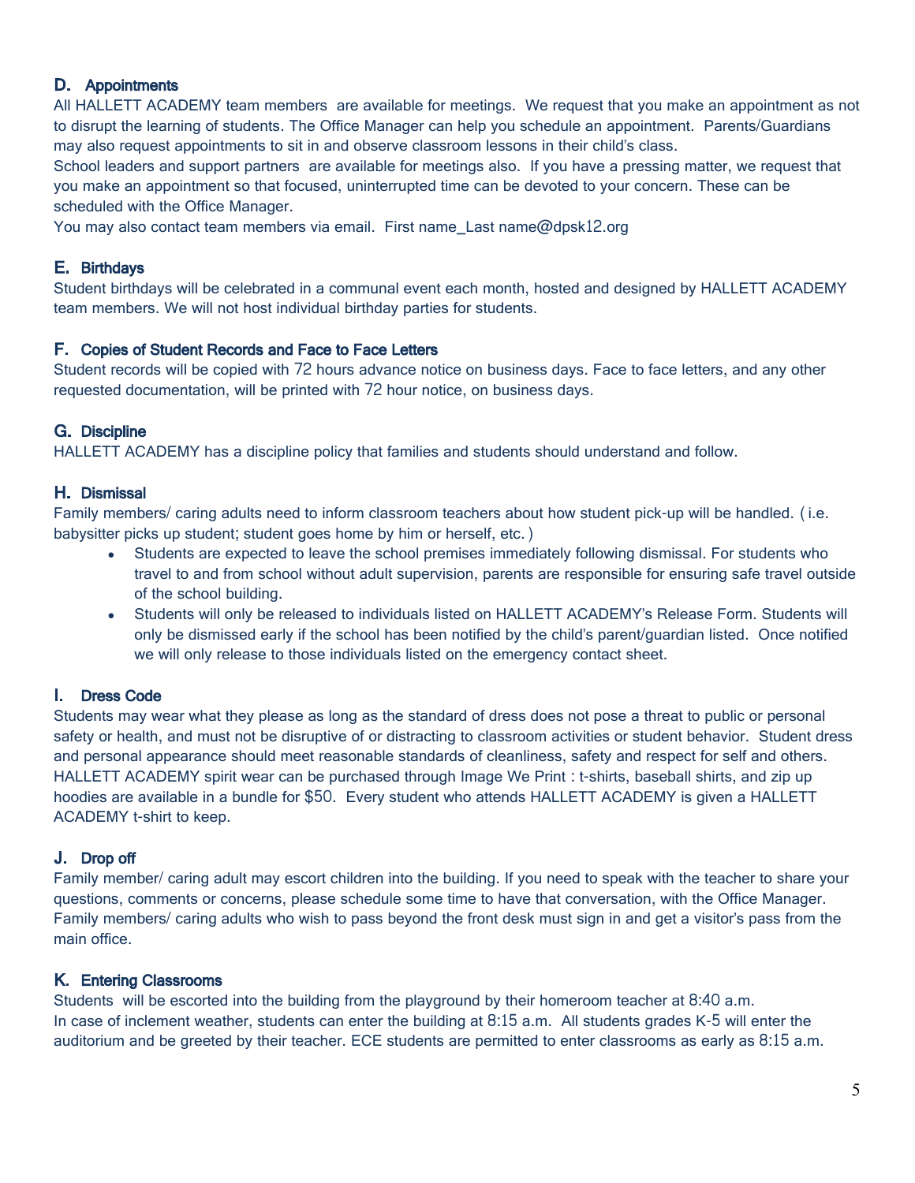### D. Appointments

All HALLETT ACADEMY team members are available for meetings. We request that you make an appointment as not to disrupt the learning of students. The Office Manager can help you schedule an appointment. Parents/Guardians may also request appointments to sit in and observe classroom lessons in their child's class.

School leaders and support partners are available for meetings also. If you have a pressing matter, we request that you make an appointment so that focused, uninterrupted time can be devoted to your concern. These can be scheduled with the Office Manager.

You may also contact team members via email. First name_Last name@dpsk12.org

### E. Birthdays

Student birthdays will be celebrated in a communal event each month, hosted and designed by HALLETT ACADEMY team members. We will not host individual birthday parties for students.

### F. Copies of Student Records and Face to Face Letters

Student records will be copied with 72 hours advance notice on business days. Face to face letters, and any other requested documentation, will be printed with 72 hour notice, on business days.

### G. Discipline

HALLETT ACADEMY has a discipline policy that families and students should understand and follow.

### H. Dismissal

Family members/ caring adults need to inform classroom teachers about how student pick-up will be handled. ( i.e. babysitter picks up student; student goes home by him or herself, etc. )

- Students are expected to leave the school premises immediately following dismissal. For students who travel to and from school without adult supervision, parents are responsible for ensuring safe travel outside of the school building.
- Students will only be released to individuals listed on HALLETT ACADEMY's Release Form. Students will only be dismissed early if the school has been notified by the child's parent/guardian listed. Once notified we will only release to those individuals listed on the emergency contact sheet.

### I. Dress Code

Students may wear what they please as long as the standard of dress does not pose a threat to public or personal safety or health, and must not be disruptive of or distracting to classroom activities or student behavior. Student dress and personal appearance should meet reasonable standards of cleanliness, safety and respect for self and others. HALLETT ACADEMY spirit wear can be purchased through Image We Print : t-shirts, baseball shirts, and zip up hoodies are available in a bundle for $50. Every student who attends HALLETT ACADEMY is given a HALLETT ACADEMY t-shirt to keep.

### J. Drop off

Family member/ caring adult may escort children into the building. If you need to speak with the teacher to share your questions, comments or concerns, please schedule some time to have that conversation, with the Office Manager. Family members/ caring adults who wish to pass beyond the front desk must sign in and get a visitor's pass from the main office.

### K. Entering Classrooms

Students will be escorted into the building from the playground by their homeroom teacher at 8:40 a.m.

In case of inclement weather, students can enter the building at 8:15 a.m. All students grades K-5 will enter the auditorium and be greeted by their teacher. ECE students are permitted to enter classrooms as early as 8:15 a.m.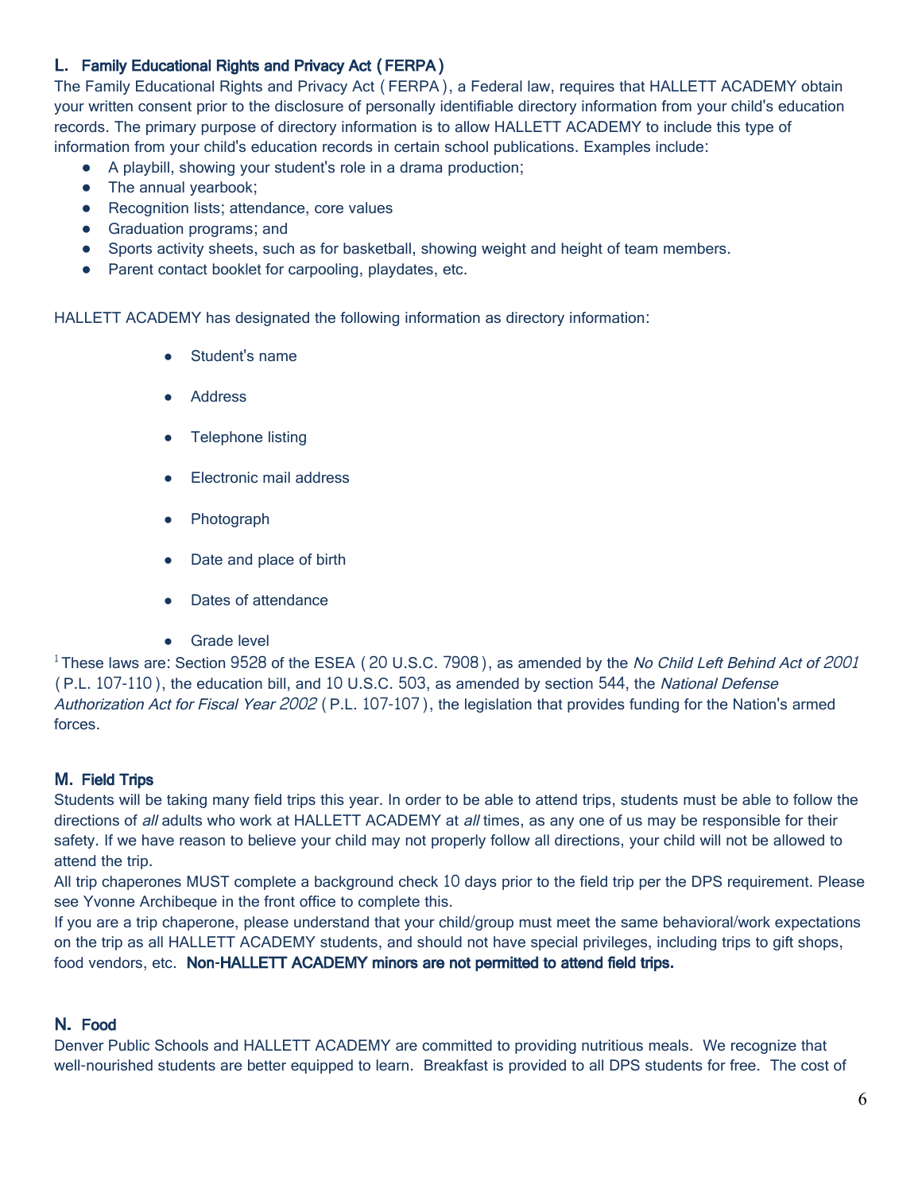### L. Family Educational Rights and Privacy Act (FERPA)

The Family Educational Rights and Privacy Act (FERPA), a Federal law, requires that HALLETT ACADEMY obtain your written consent prior to the disclosure of personally identifiable directory information from your child's education records. The primary purpose of directory information is to allow HALLETT ACADEMY to include this type of information from your child's education records in certain school publications. Examples include:

- A playbill, showing your student's role in a drama production;
- The annual yearbook;
- Recognition lists; attendance, core values
- Graduation programs; and
- Sports activity sheets, such as for basketball, showing weight and height of team members.
- Parent contact booklet for carpooling, playdates, etc.

HALLETT ACADEMY has designated the following information as directory information:

- Student's name
- Address
- Telephone listing
- Electronic mail address
- Photograph
- Date and place of birth
- Dates of attendance
- Grade level

[1] These laws are: Section 9528 of the ESEA (20 U.S.C. 7908), as amended by the *No Child Left Behind Act of 2001* (P.L. 107-110), the education bill, and 10 U.S.C. 503, as amended by section 544, the *National Defense Authorization Act for Fiscal Year 2002* (P.L. 107-107), the legislation that provides funding for the Nation's armed forces.

### M. Field Trips

Students will be taking many field trips this year. In order to be able to attend trips, students must be able to follow the directions of *all* adults who work at HALLETT ACADEMY at *all* times, as any one of us may be responsible for their safety. If we have reason to believe your child may not properly follow all directions, your child will not be allowed to attend the trip.

All trip chaperones MUST complete a background check 10 days prior to the field trip per the DPS requirement. Please see Yvonne Archibeque in the front office to complete this.

If you are a trip chaperone, please understand that your child/group must meet the same behavioral/work expectations on the trip as all HALLETT ACADEMY students, and should not have special privileges, including trips to gift shops, food vendors, etc. **Non-HALLETT ACADEMY minors are not permitted to attend field trips.**

### N. Food

Denver Public Schools and HALLETT ACADEMY are committed to providing nutritious meals. We recognize that well-nourished students are better equipped to learn. Breakfast is provided to all DPS students for free. The cost of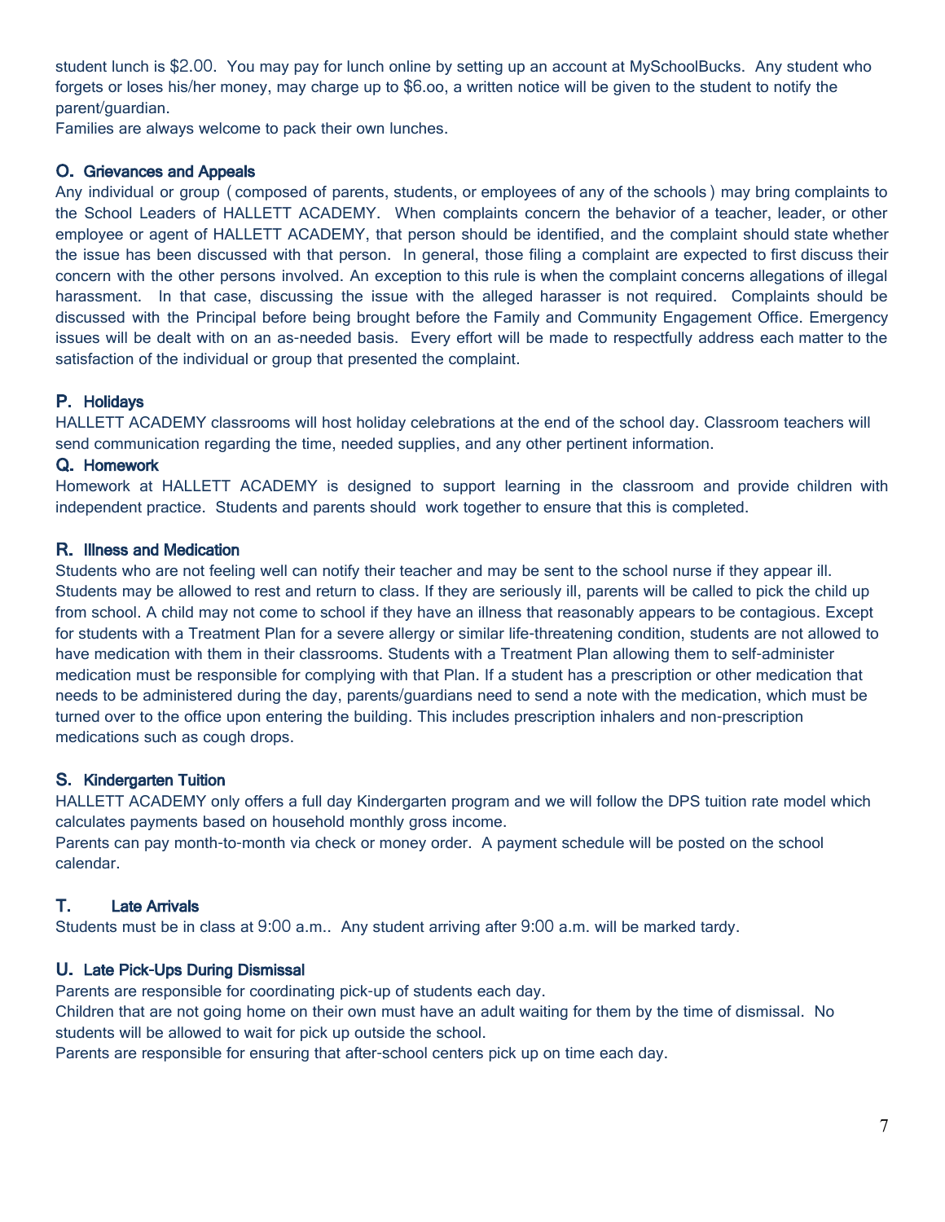student lunch is $2.00. You may pay for lunch online by setting up an account at MySchoolBucks. Any student who forgets or loses his/her money, may charge up to $6.oo, a written notice will be given to the student to notify the parent/guardian.

Families are always welcome to pack their own lunches.

### O. Grievances and Appeals

Any individual or group ( composed of parents, students, or employees of any of the schools ) may bring complaints to the School Leaders of HALLETT ACADEMY. When complaints concern the behavior of a teacher, leader, or other employee or agent of HALLETT ACADEMY, that person should be identified, and the complaint should state whether the issue has been discussed with that person. In general, those filing a complaint are expected to first discuss their concern with the other persons involved. An exception to this rule is when the complaint concerns allegations of illegal harassment. In that case, discussing the issue with the alleged harasser is not required. Complaints should be discussed with the Principal before being brought before the Family and Community Engagement Office. Emergency issues will be dealt with on an as-needed basis. Every effort will be made to respectfully address each matter to the satisfaction of the individual or group that presented the complaint.

### P. Holidays

HALLETT ACADEMY classrooms will host holiday celebrations at the end of the school day. Classroom teachers will send communication regarding the time, needed supplies, and any other pertinent information.

### Q. Homework

Homework at HALLETT ACADEMY is designed to support learning in the classroom and provide children with independent practice. Students and parents should work together to ensure that this is completed.

### R. Illness and Medication

Students who are not feeling well can notify their teacher and may be sent to the school nurse if they appear ill. Students may be allowed to rest and return to class. If they are seriously ill, parents will be called to pick the child up from school. A child may not come to school if they have an illness that reasonably appears to be contagious. Except for students with a Treatment Plan for a severe allergy or similar life-threatening condition, students are not allowed to have medication with them in their classrooms. Students with a Treatment Plan allowing them to self-administer medication must be responsible for complying with that Plan. If a student has a prescription or other medication that needs to be administered during the day, parents/guardians need to send a note with the medication, which must be turned over to the office upon entering the building. This includes prescription inhalers and non-prescription medications such as cough drops.

### S. Kindergarten Tuition

HALLETT ACADEMY only offers a full day Kindergarten program and we will follow the DPS tuition rate model which calculates payments based on household monthly gross income.

Parents can pay month-to-month via check or money order. A payment schedule will be posted on the school calendar.

### T. Late Arrivals

Students must be in class at 9:00 a.m.. Any student arriving after 9:00 a.m. will be marked tardy.

### U. Late Pick-Ups During Dismissal

Parents are responsible for coordinating pick-up of students each day.

Children that are not going home on their own must have an adult waiting for them by the time of dismissal. No students will be allowed to wait for pick up outside the school.

Parents are responsible for ensuring that after-school centers pick up on time each day.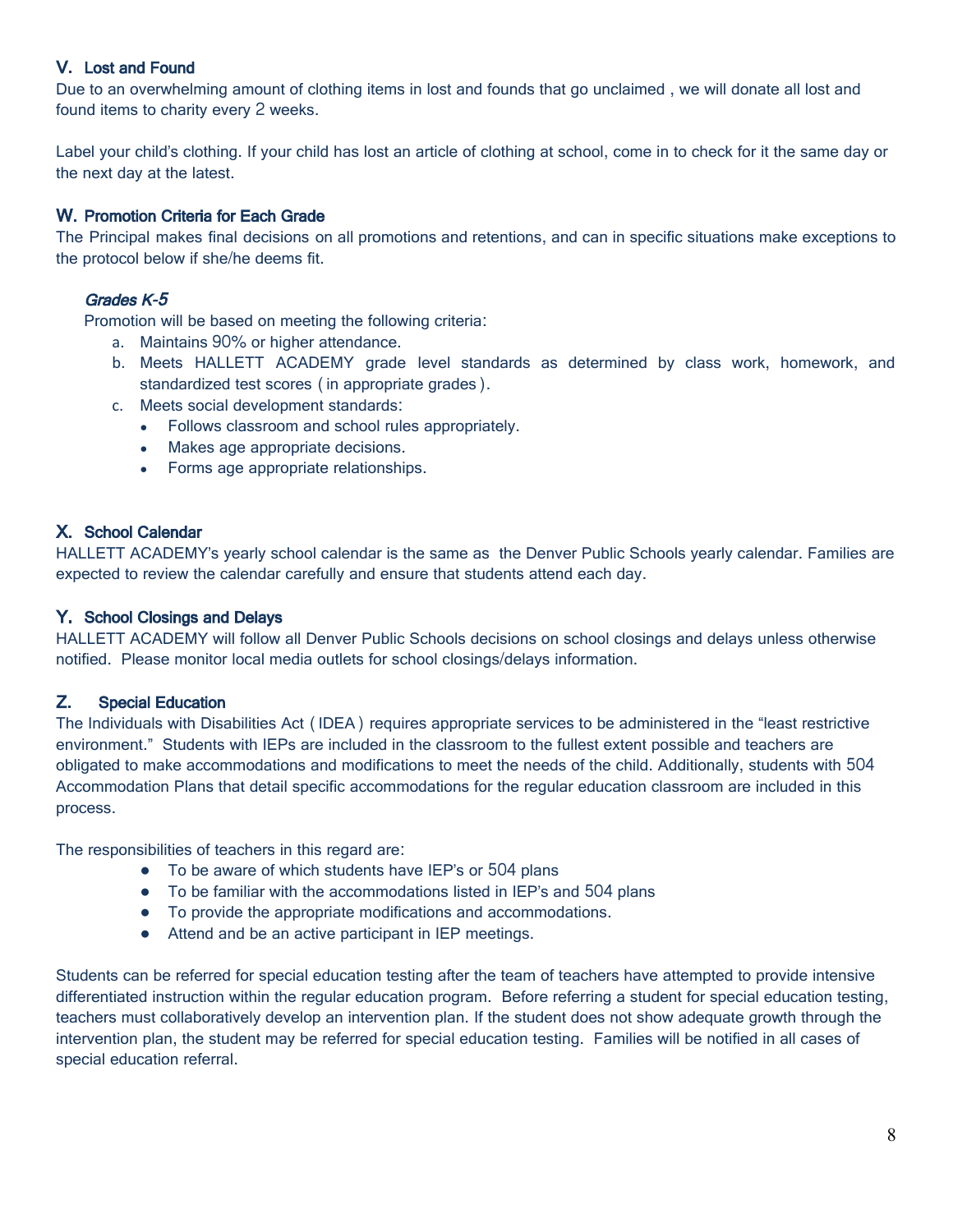### V. Lost and Found

Due to an overwhelming amount of clothing items in lost and founds that go unclaimed , we will donate all lost and found items to charity every 2 weeks.

Label your child's clothing. If your child has lost an article of clothing at school, come in to check for it the same day or the next day at the latest.

### W. Promotion Criteria for Each Grade

The Principal makes final decisions on all promotions and retentions, and can in specific situations make exceptions to the protocol below if she/he deems fit.

*Grades K-5*

Promotion will be based on meeting the following criteria:

a. Maintains 90% or higher attendance.
b. Meets HALLETT ACADEMY grade level standards as determined by class work, homework, and standardized test scores ( in appropriate grades ).
c. Meets social development standards:
   - Follows classroom and school rules appropriately.
   - Makes age appropriate decisions.
   - Forms age appropriate relationships.

### X. School Calendar

HALLETT ACADEMY's yearly school calendar is the same as the Denver Public Schools yearly calendar. Families are expected to review the calendar carefully and ensure that students attend each day.

### Y. School Closings and Delays

HALLETT ACADEMY will follow all Denver Public Schools decisions on school closings and delays unless otherwise notified. Please monitor local media outlets for school closings/delays information.

### Z. Special Education

The Individuals with Disabilities Act ( IDEA ) requires appropriate services to be administered in the "least restrictive environment." Students with IEPs are included in the classroom to the fullest extent possible and teachers are obligated to make accommodations and modifications to meet the needs of the child. Additionally, students with 504 Accommodation Plans that detail specific accommodations for the regular education classroom are included in this process.

The responsibilities of teachers in this regard are:

- To be aware of which students have IEP's or 504 plans
- To be familiar with the accommodations listed in IEP's and 504 plans
- To provide the appropriate modifications and accommodations.
- Attend and be an active participant in IEP meetings.

Students can be referred for special education testing after the team of teachers have attempted to provide intensive differentiated instruction within the regular education program. Before referring a student for special education testing, teachers must collaboratively develop an intervention plan. If the student does not show adequate growth through the intervention plan, the student may be referred for special education testing. Families will be notified in all cases of special education referral.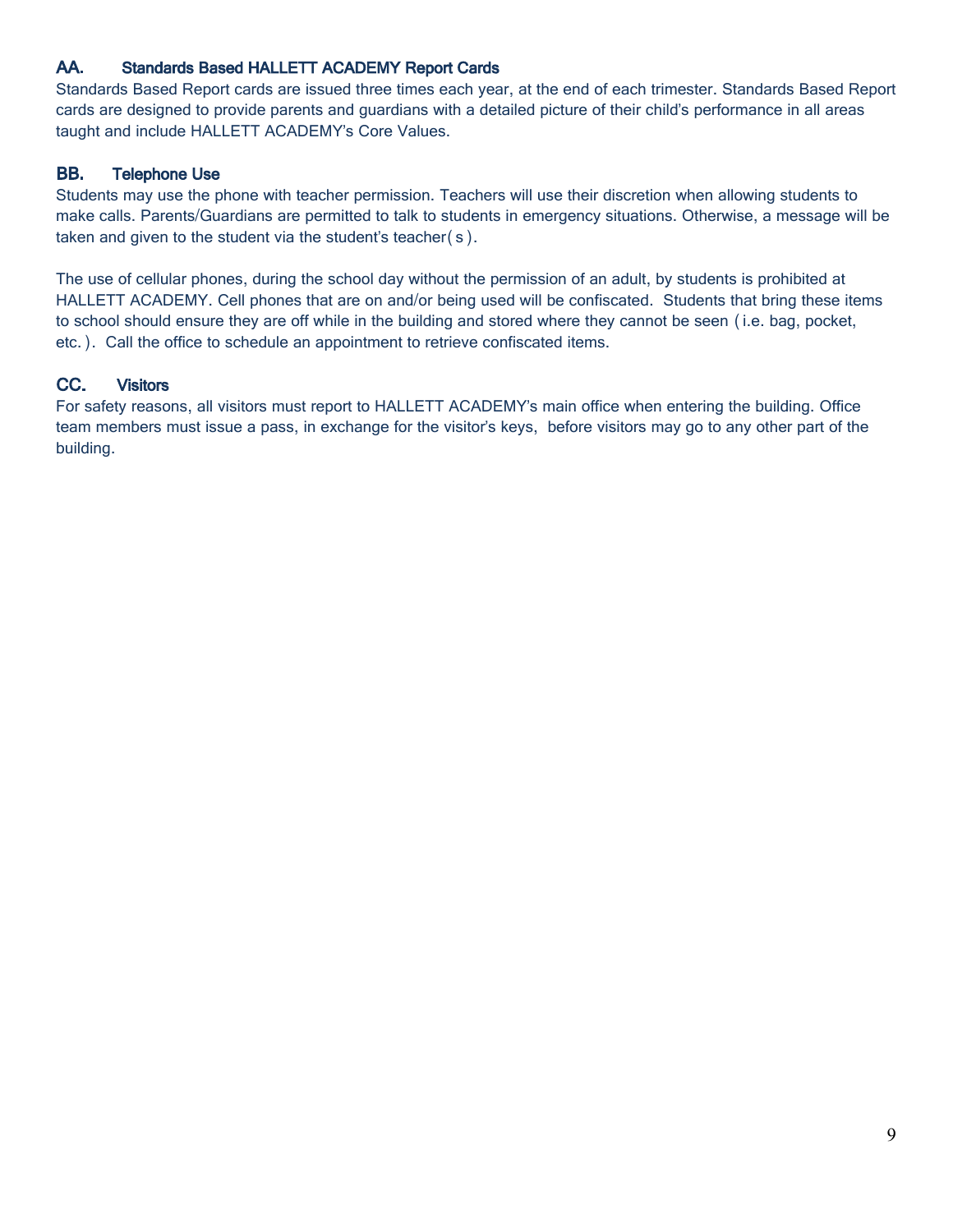### AA. Standards Based HALLETT ACADEMY Report Cards

Standards Based Report cards are issued three times each year, at the end of each trimester. Standards Based Report cards are designed to provide parents and guardians with a detailed picture of their child's performance in all areas taught and include HALLETT ACADEMY's Core Values.

### BB. Telephone Use

Students may use the phone with teacher permission. Teachers will use their discretion when allowing students to make calls. Parents/Guardians are permitted to talk to students in emergency situations. Otherwise, a message will be taken and given to the student via the student's teacher(s).

The use of cellular phones, during the school day without the permission of an adult, by students is prohibited at HALLETT ACADEMY. Cell phones that are on and/or being used will be confiscated. Students that bring these items to school should ensure they are off while in the building and stored where they cannot be seen (i.e. bag, pocket, etc.). Call the office to schedule an appointment to retrieve confiscated items.

### CC. Visitors

For safety reasons, all visitors must report to HALLETT ACADEMY's main office when entering the building. Office team members must issue a pass, in exchange for the visitor's keys, before visitors may go to any other part of the building.